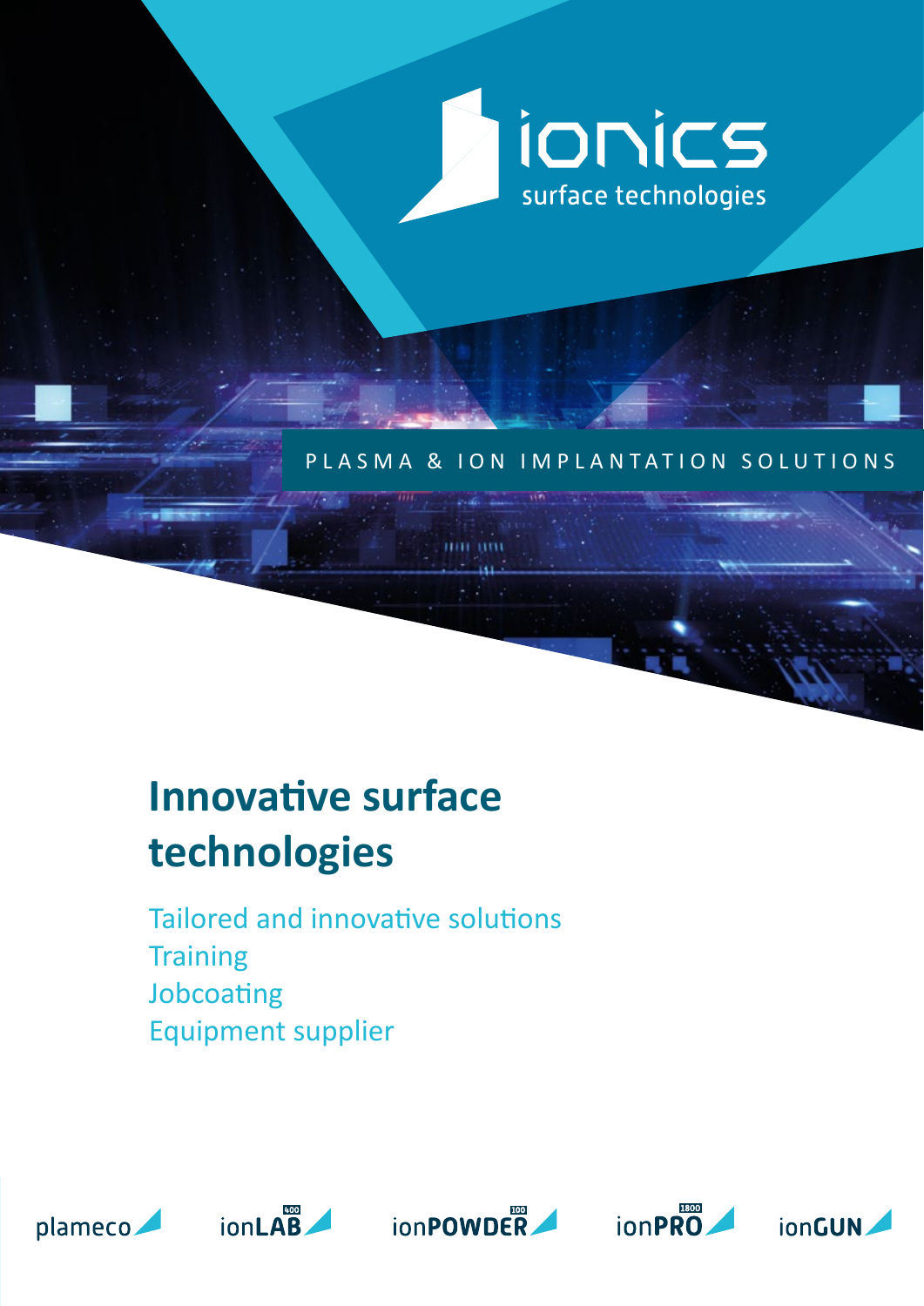ionics
surface technologies

PLASMA & ION IMPLANTATION SOLUTIONS

# Innovative surface technologies

Tailored and innovative solutions
Training
Jobcoating
Equipment supplier

plameco ionLAB 400 ionPOWDER 100 ionPRO 1800 ionGUN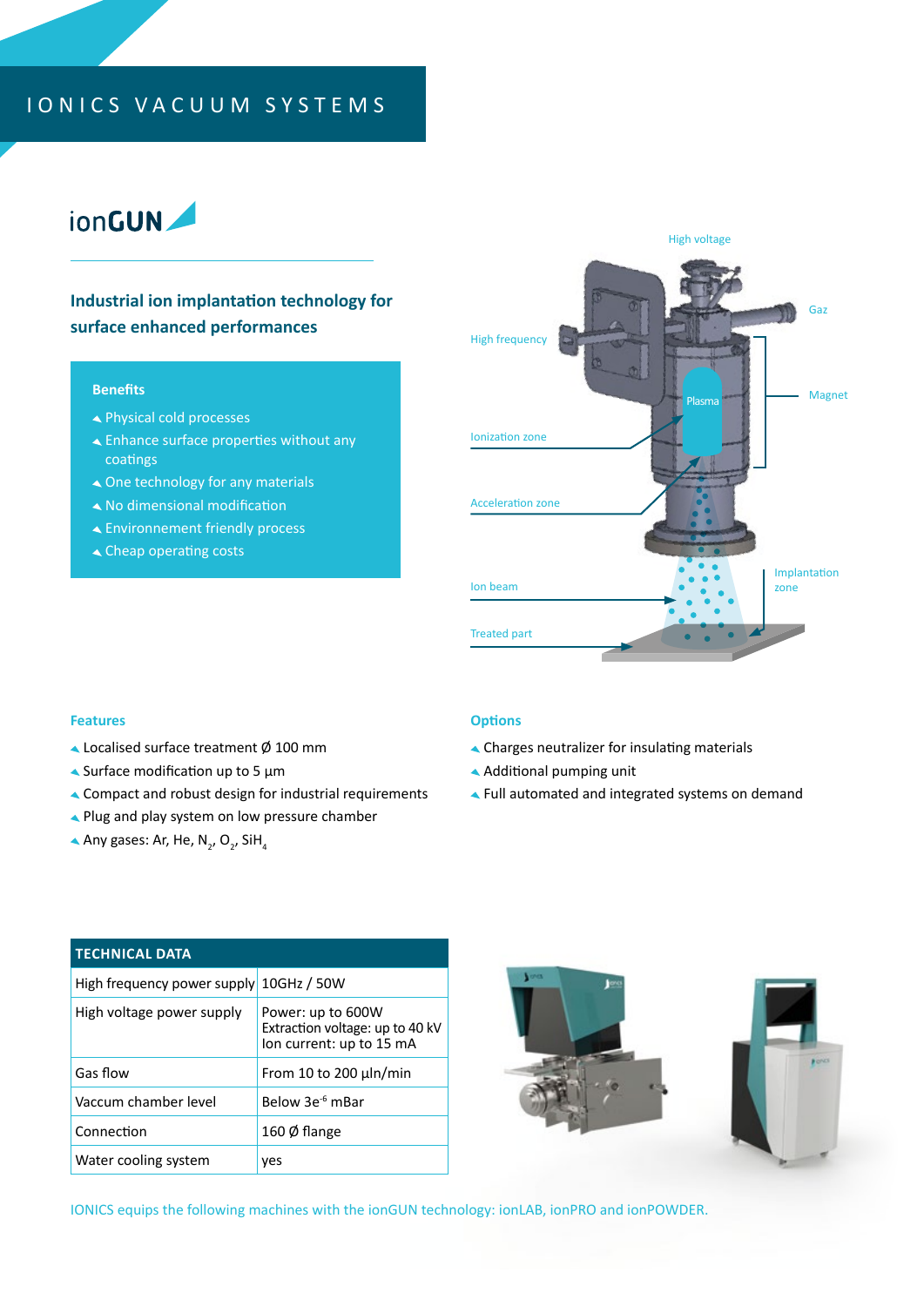# IONICS VACUUM SYSTEMS

## ionGUN

### Industrial ion implantation technology for surface enhanced performances

**Benefits**

- Physical cold processes
- Enhance surface properties without any coatings
- One technology for any materials
- No dimensional modification
- Environnement friendly process
- Cheap operating costs

High voltage

Gaz

High frequency

Magnet

Plasma

Ionization zone

Acceleration zone

Ion beam

Implantation zone

Treated part

### Features

- Localised surface treatment Ø 100 mm
- Surface modification up to 5 µm
- Compact and robust design for industrial requirements
- Plug and play system on low pressure chamber
- Any gases: Ar, He, $N_2$, $O_2$, $SiH_4$

### Options

- Charges neutralizer for insulating materials
- Additional pumping unit
- Full automated and integrated systems on demand

| TECHNICAL DATA | |
|---|---|
| High frequency power supply | 10GHz / 50W |
| High voltage power supply | Power: up to 600W<br>Extraction voltage: up to 40 kV<br>Ion current: up to 15 mA |
| Gas flow | From 10 to 200 µln/min |
| Vaccum chamber level | Below $3e^{-6}$ mBar |
| Connection | 160 Ø flange |
| Water cooling system | yes |

IONICS equips the following machines with the ionGUN technology: ionLAB, ionPRO and ionPOWDER.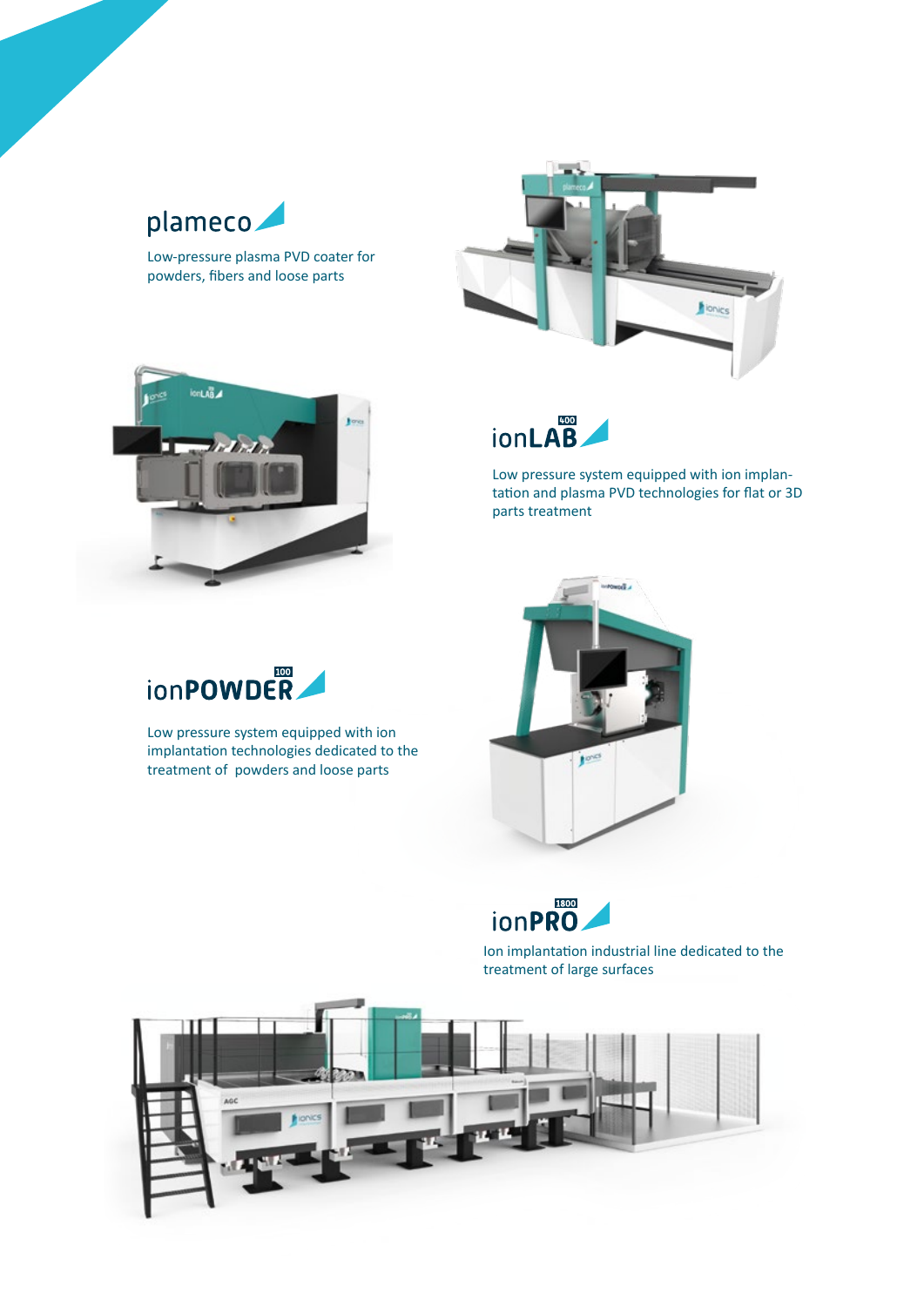## plameco

Low-pressure plasma PVD coater for powders, fibers and loose parts

## ionLAB 400

Low pressure system equipped with ion implantation and plasma PVD technologies for flat or 3D parts treatment

## ionPOWDER 100

Low pressure system equipped with ion implantation technologies dedicated to the treatment of powders and loose parts

## ionPRO 1800

Ion implantation industrial line dedicated to the treatment of large surfaces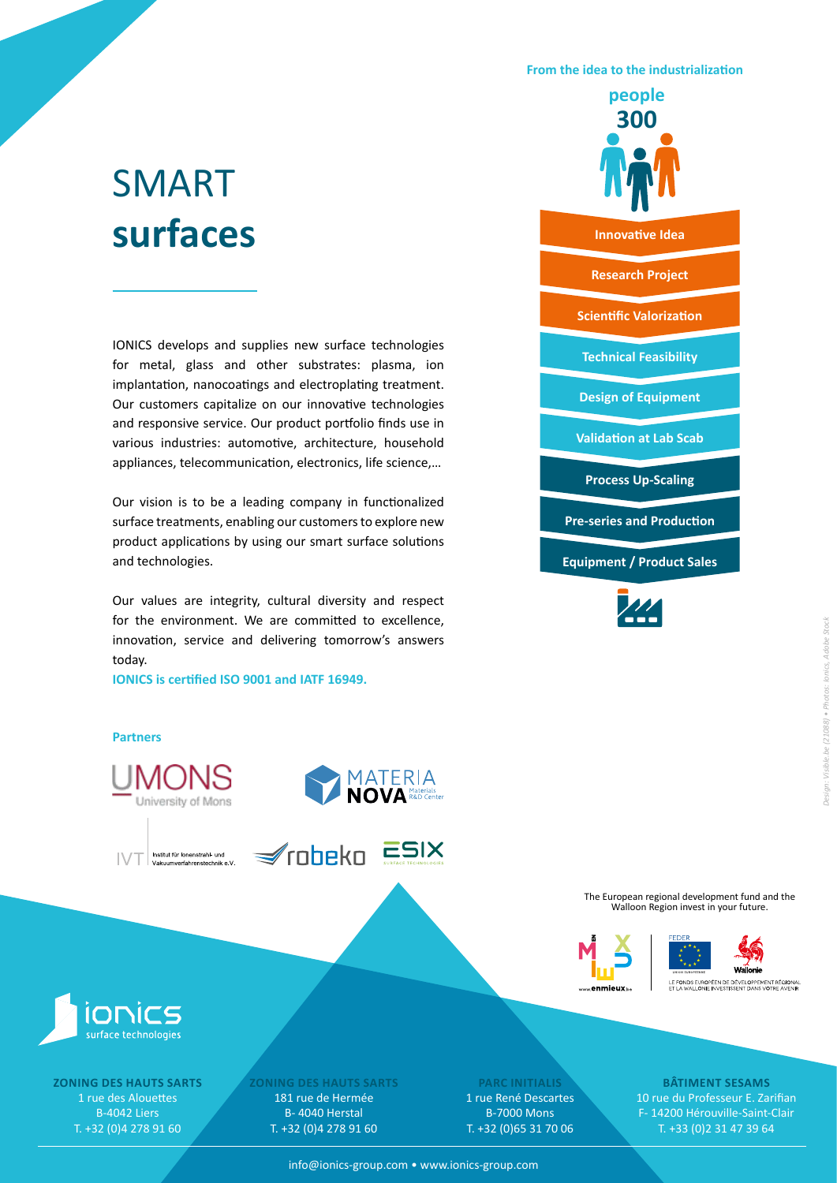# SMART **surfaces**

IONICS develops and supplies new surface technologies for metal, glass and other substrates: plasma, ion implantation, nanocoatings and electroplating treatment. Our customers capitalize on our innovative technologies and responsive service. Our product portfolio finds use in various industries: automotive, architecture, household appliances, telecommunication, electronics, life science,…

Our vision is to be a leading company in functionalized surface treatments, enabling our customers to explore new product applications by using our smart surface solutions and technologies.

Our values are integrity, cultural diversity and respect for the environment. We are committed to excellence, innovation, service and delivering tomorrow's answers today.

**IONICS is certified ISO 9001 and IATF 16949.**

**From the idea to the industrialization**

**people**
**300**

- Innovative Idea
- Research Project
- Scientific Valorization
- Technical Feasibility
- Design of Equipment
- Validation at Lab Scab
- Process Up-Scaling
- Pre-series and Production
- Equipment / Product Sales

**Partners**

UMONS University of Mons

MATERIA NOVA Materials R&D Center

IVT Institut für Ionenstrahl- und Vakuumverfahrenstechnik e.V.

robeko

ESIX SURFACE TECHNOLOGIES

The European regional development fund and the Walloon Region invest in your future.

www.enmieux.be

FEDER

UNION EUROPÉENNE

Wallonie

LE FONDS EUROPÉEN DE DÉVELOPPEMENT RÉGIONAL ET LA WALLONIE INVESTISSENT DANS VOTRE AVENIR

ionics surface technologies

**ZONING DES HAUTS SARTS**
1 rue des Alouettes
B-4042 Liers
T. +32 (0)4 278 91 60

**ZONING DES HAUTS SARTS**
181 rue de Hermée
B- 4040 Herstal
T. +32 (0)4 278 91 60

**PARC INITIALIS**
1 rue René Descartes
B-7000 Mons
T. +32 (0)65 31 70 06

**BÂTIMENT SESAMS**
10 rue du Professeur E. Zarifian
F- 14200 Hérouville-Saint-Clair
T. +33 (0)2 31 47 39 64

info@ionics-group.com • www.ionics-group.com

*Design: Visible.be (21088) • Photos: Ionics, Adobe Stock*